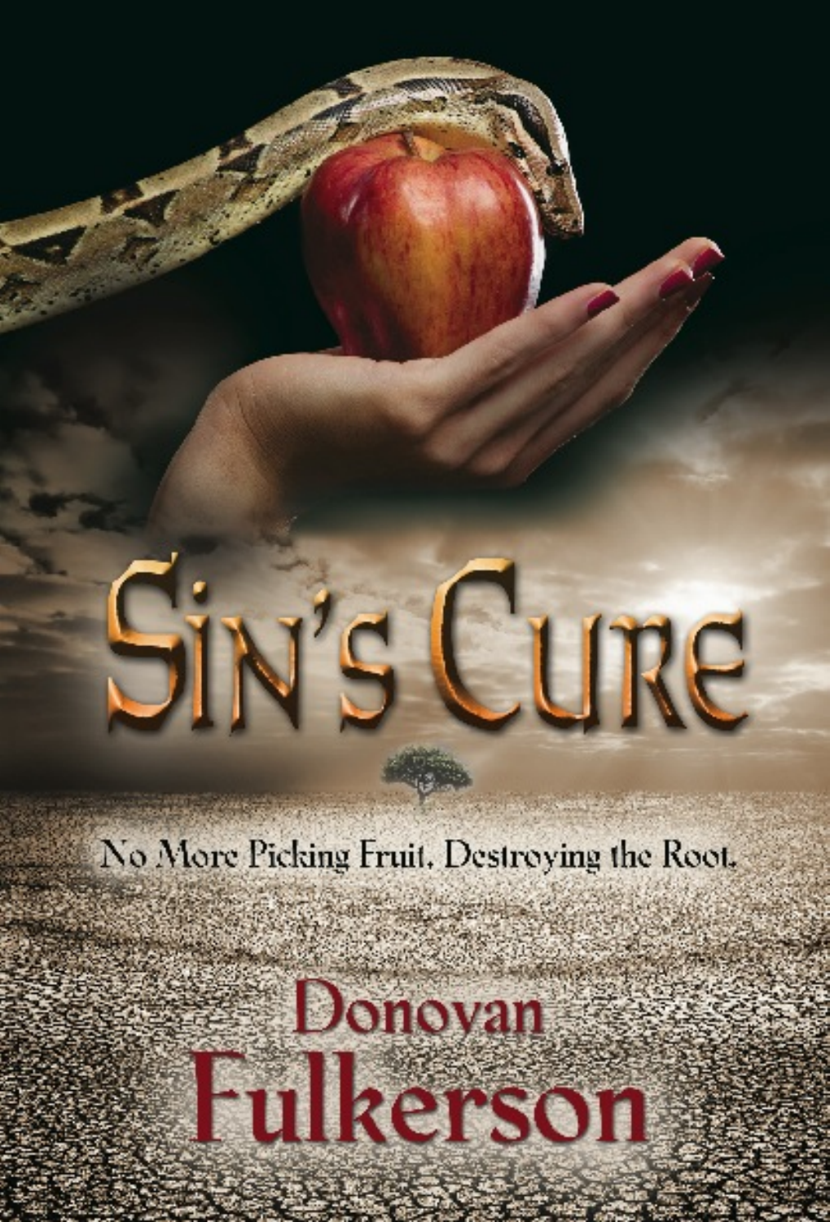# Sin's Cure

No More Picking Fruit. Destroying the Root.

Donovan Fulkerson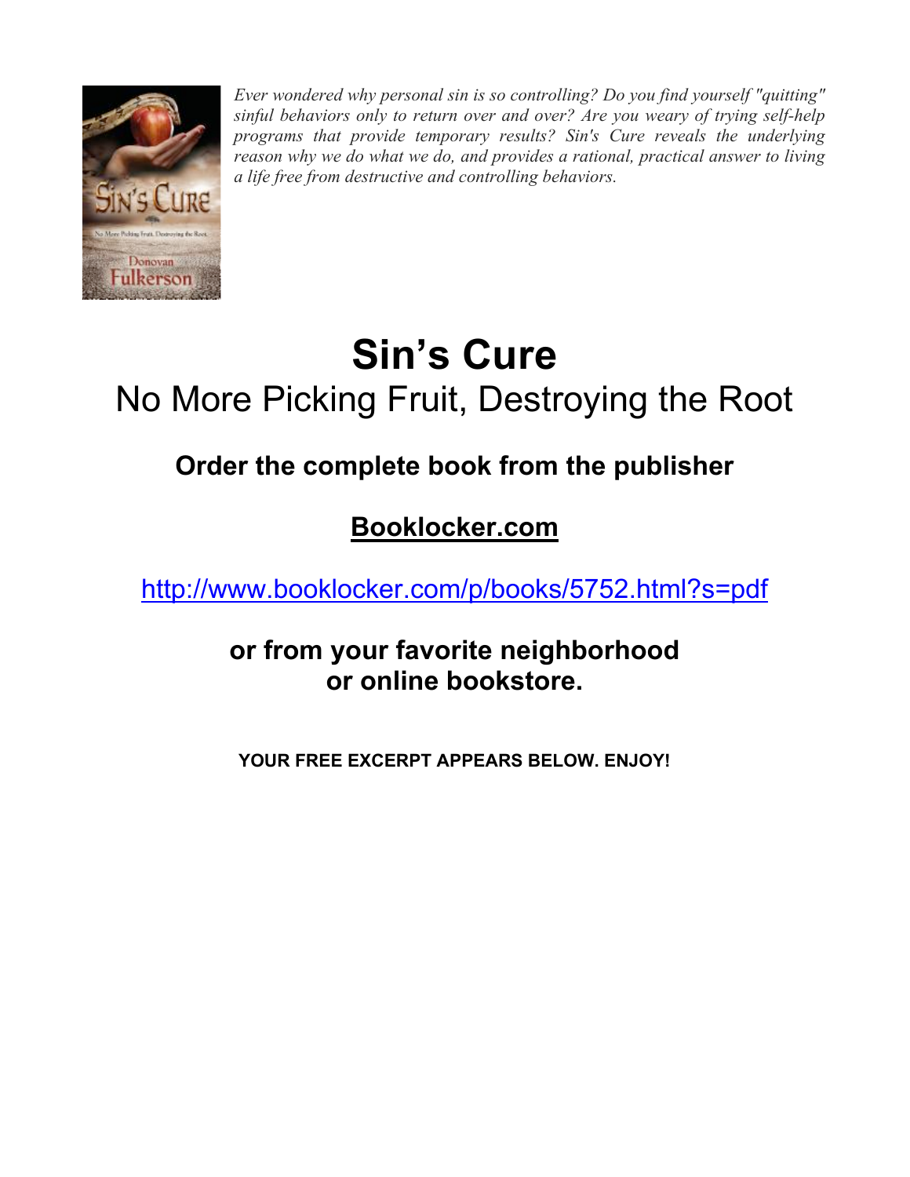*Ever wondered why personal sin is so controlling? Do you find yourself "quitting" sinful behaviors only to return over and over? Are you weary of trying self-help programs that provide temporary results? Sin's Cure reveals the underlying reason why we do what we do, and provides a rational, practical answer to living a life free from destructive and controlling behaviors.*

# Sin's Cure

## No More Picking Fruit, Destroying the Root

### Order the complete book from the publisher

### Booklocker.com

http://www.booklocker.com/p/books/5752.html?s=pdf

### or from your favorite neighborhood or online bookstore.

**YOUR FREE EXCERPT APPEARS BELOW. ENJOY!**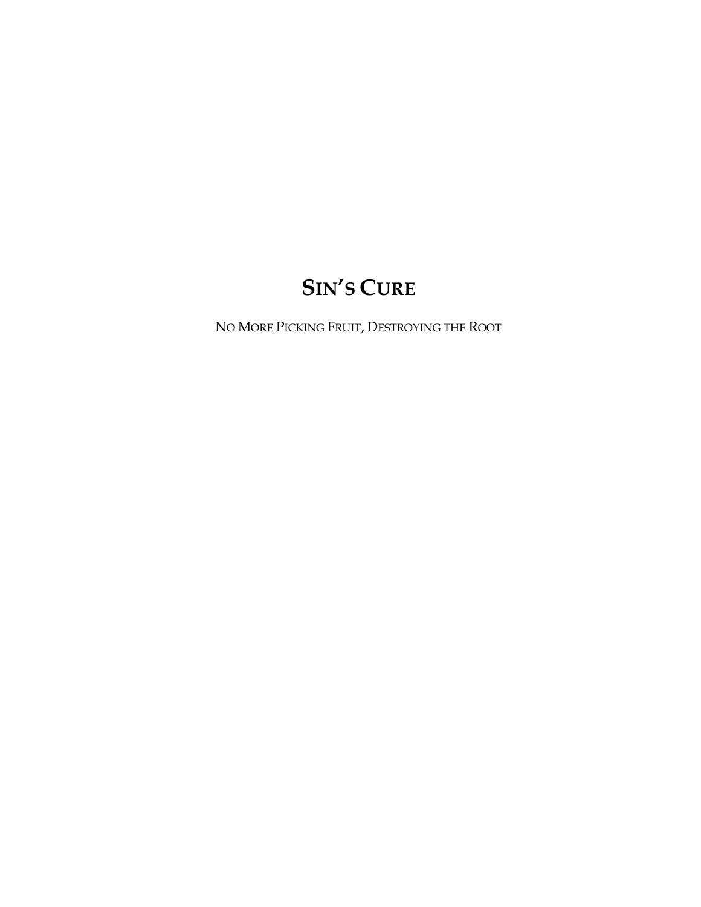# SIN'S CURE

NO MORE PICKING FRUIT, DESTROYING THE ROOT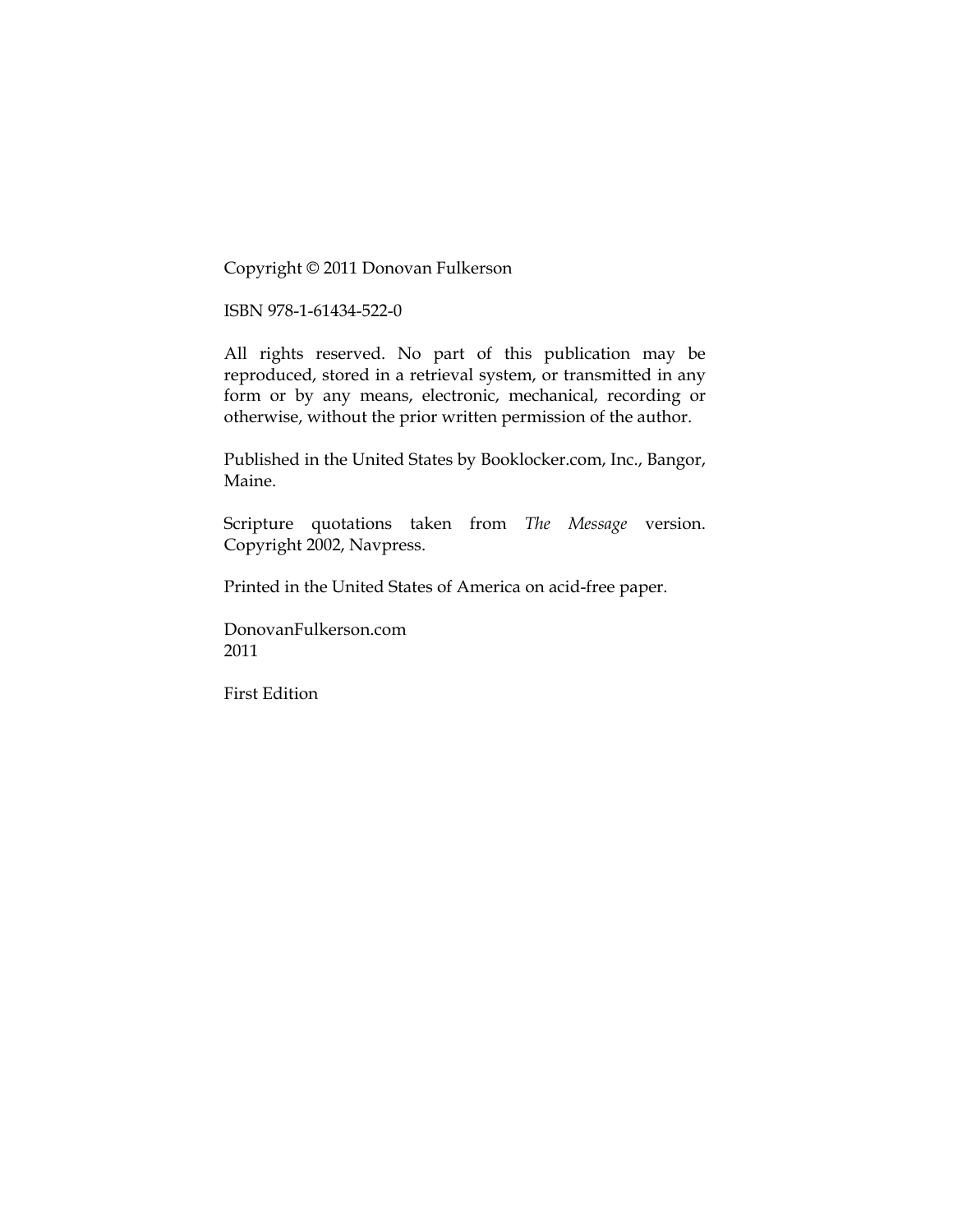Copyright © 2011 Donovan Fulkerson

ISBN 978-1-61434-522-0

All rights reserved. No part of this publication may be reproduced, stored in a retrieval system, or transmitted in any form or by any means, electronic, mechanical, recording or otherwise, without the prior written permission of the author.

Published in the United States by Booklocker.com, Inc., Bangor, Maine.

Scripture quotations taken from *The Message* version. Copyright 2002, Navpress.

Printed in the United States of America on acid-free paper.

DonovanFulkerson.com
2011

First Edition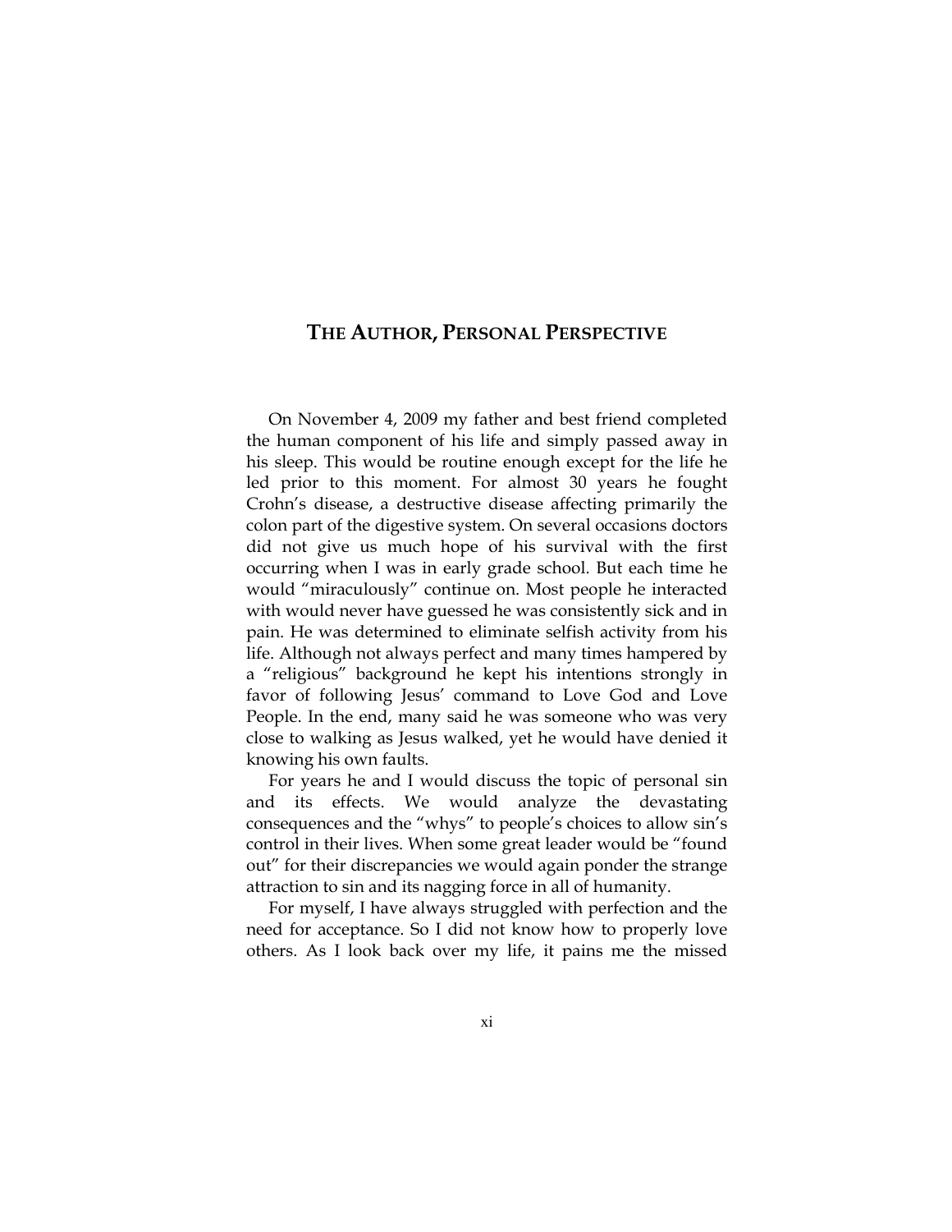## The Author, Personal Perspective

On November 4, 2009 my father and best friend completed the human component of his life and simply passed away in his sleep. This would be routine enough except for the life he led prior to this moment. For almost 30 years he fought Crohn's disease, a destructive disease affecting primarily the colon part of the digestive system. On several occasions doctors did not give us much hope of his survival with the first occurring when I was in early grade school. But each time he would "miraculously" continue on. Most people he interacted with would never have guessed he was consistently sick and in pain. He was determined to eliminate selfish activity from his life. Although not always perfect and many times hampered by a "religious" background he kept his intentions strongly in favor of following Jesus' command to Love God and Love People. In the end, many said he was someone who was very close to walking as Jesus walked, yet he would have denied it knowing his own faults.

For years he and I would discuss the topic of personal sin and its effects. We would analyze the devastating consequences and the "whys" to people's choices to allow sin's control in their lives. When some great leader would be "found out" for their discrepancies we would again ponder the strange attraction to sin and its nagging force in all of humanity.

For myself, I have always struggled with perfection and the need for acceptance. So I did not know how to properly love others. As I look back over my life, it pains me the missed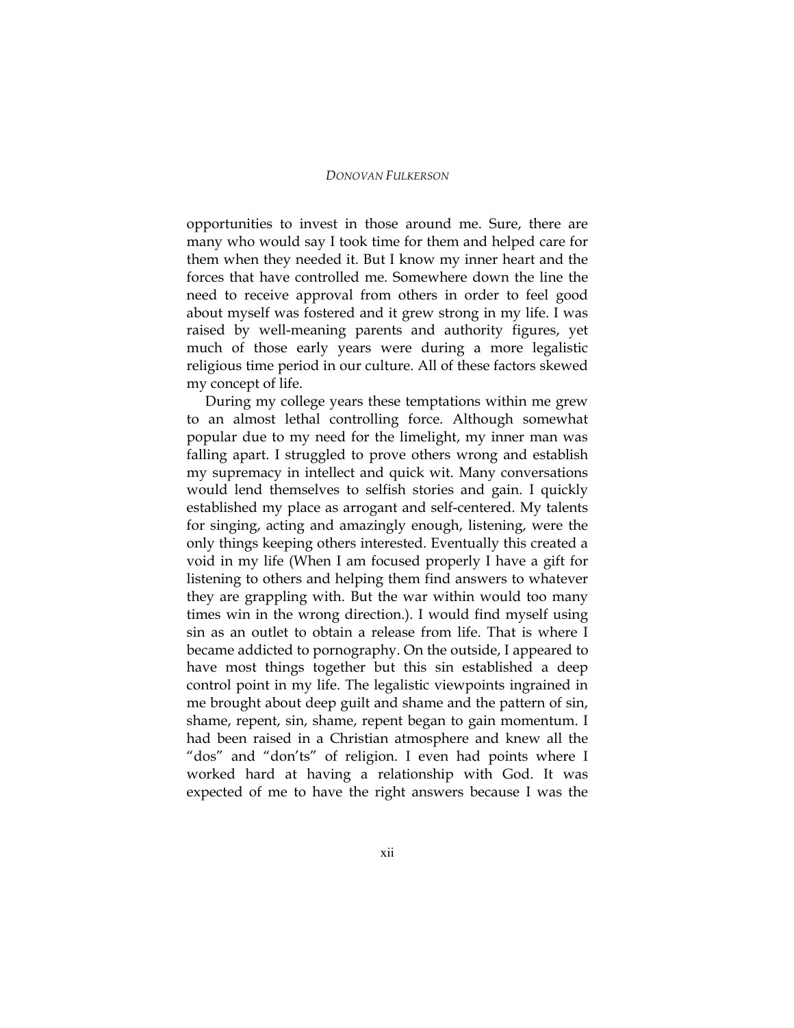opportunities to invest in those around me. Sure, there are many who would say I took time for them and helped care for them when they needed it. But I know my inner heart and the forces that have controlled me. Somewhere down the line the need to receive approval from others in order to feel good about myself was fostered and it grew strong in my life. I was raised by well-meaning parents and authority figures, yet much of those early years were during a more legalistic religious time period in our culture. All of these factors skewed my concept of life.

During my college years these temptations within me grew to an almost lethal controlling force. Although somewhat popular due to my need for the limelight, my inner man was falling apart. I struggled to prove others wrong and establish my supremacy in intellect and quick wit. Many conversations would lend themselves to selfish stories and gain. I quickly established my place as arrogant and self-centered. My talents for singing, acting and amazingly enough, listening, were the only things keeping others interested. Eventually this created a void in my life (When I am focused properly I have a gift for listening to others and helping them find answers to whatever they are grappling with. But the war within would too many times win in the wrong direction.). I would find myself using sin as an outlet to obtain a release from life. That is where I became addicted to pornography. On the outside, I appeared to have most things together but this sin established a deep control point in my life. The legalistic viewpoints ingrained in me brought about deep guilt and shame and the pattern of sin, shame, repent, sin, shame, repent began to gain momentum. I had been raised in a Christian atmosphere and knew all the "dos" and "don'ts" of religion. I even had points where I worked hard at having a relationship with God. It was expected of me to have the right answers because I was the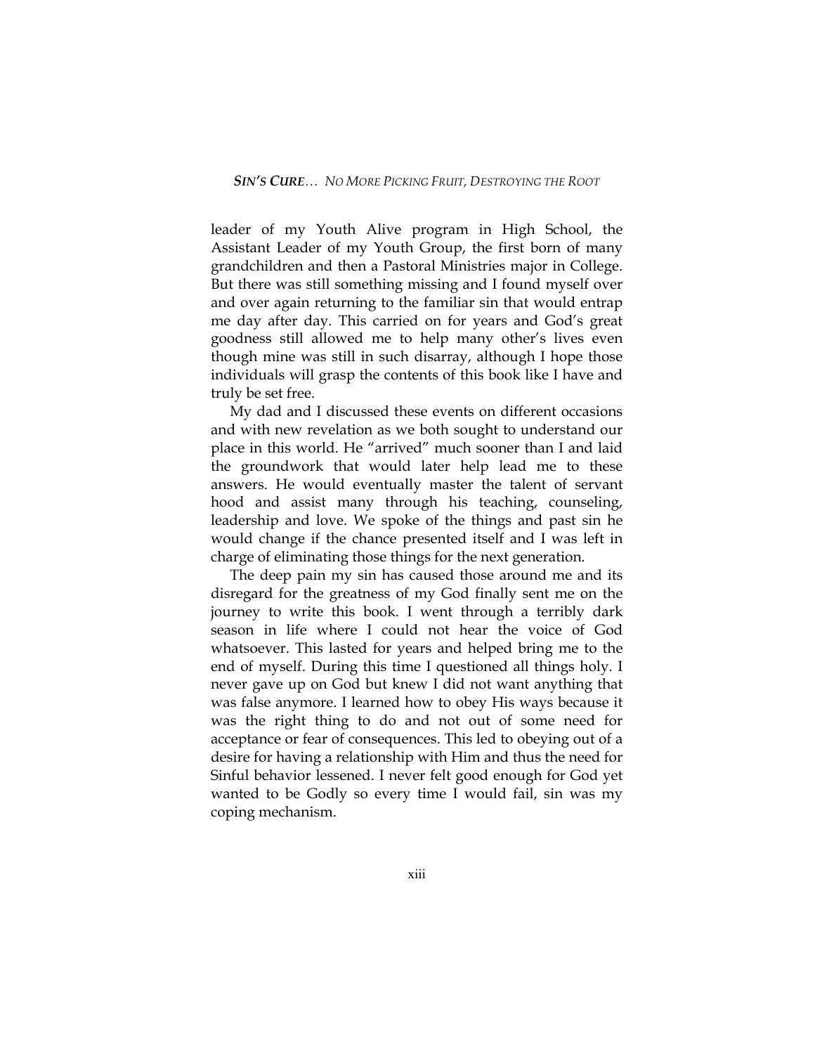leader of my Youth Alive program in High School, the Assistant Leader of my Youth Group, the first born of many grandchildren and then a Pastoral Ministries major in College. But there was still something missing and I found myself over and over again returning to the familiar sin that would entrap me day after day. This carried on for years and God's great goodness still allowed me to help many other's lives even though mine was still in such disarray, although I hope those individuals will grasp the contents of this book like I have and truly be set free.

My dad and I discussed these events on different occasions and with new revelation as we both sought to understand our place in this world. He "arrived" much sooner than I and laid the groundwork that would later help lead me to these answers. He would eventually master the talent of servant hood and assist many through his teaching, counseling, leadership and love. We spoke of the things and past sin he would change if the chance presented itself and I was left in charge of eliminating those things for the next generation.

The deep pain my sin has caused those around me and its disregard for the greatness of my God finally sent me on the journey to write this book. I went through a terribly dark season in life where I could not hear the voice of God whatsoever. This lasted for years and helped bring me to the end of myself. During this time I questioned all things holy. I never gave up on God but knew I did not want anything that was false anymore. I learned how to obey His ways because it was the right thing to do and not out of some need for acceptance or fear of consequences. This led to obeying out of a desire for having a relationship with Him and thus the need for Sinful behavior lessened. I never felt good enough for God yet wanted to be Godly so every time I would fail, sin was my coping mechanism.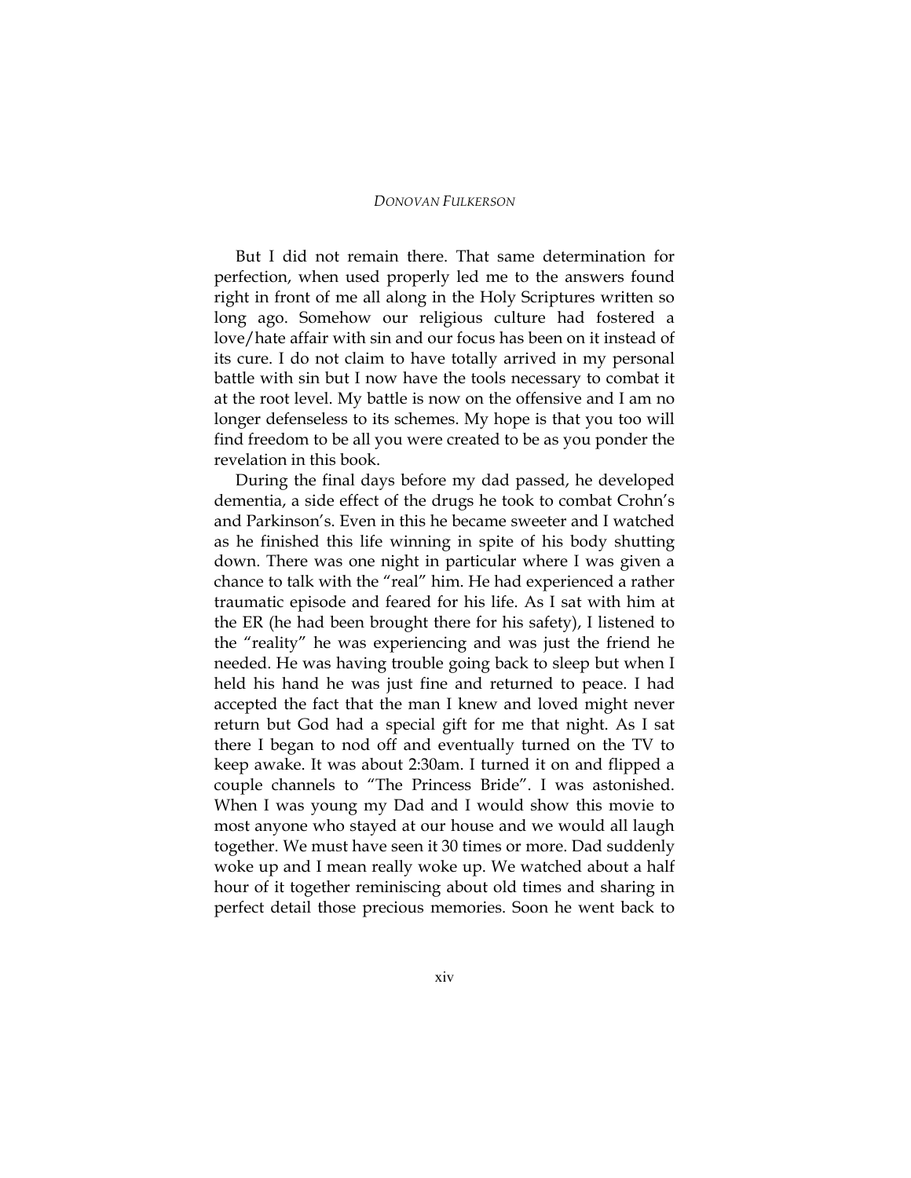But I did not remain there. That same determination for perfection, when used properly led me to the answers found right in front of me all along in the Holy Scriptures written so long ago. Somehow our religious culture had fostered a love/hate affair with sin and our focus has been on it instead of its cure. I do not claim to have totally arrived in my personal battle with sin but I now have the tools necessary to combat it at the root level. My battle is now on the offensive and I am no longer defenseless to its schemes. My hope is that you too will find freedom to be all you were created to be as you ponder the revelation in this book.

During the final days before my dad passed, he developed dementia, a side effect of the drugs he took to combat Crohn's and Parkinson's. Even in this he became sweeter and I watched as he finished this life winning in spite of his body shutting down. There was one night in particular where I was given a chance to talk with the "real" him. He had experienced a rather traumatic episode and feared for his life. As I sat with him at the ER (he had been brought there for his safety), I listened to the "reality" he was experiencing and was just the friend he needed. He was having trouble going back to sleep but when I held his hand he was just fine and returned to peace. I had accepted the fact that the man I knew and loved might never return but God had a special gift for me that night. As I sat there I began to nod off and eventually turned on the TV to keep awake. It was about 2:30am. I turned it on and flipped a couple channels to "The Princess Bride". I was astonished. When I was young my Dad and I would show this movie to most anyone who stayed at our house and we would all laugh together. We must have seen it 30 times or more. Dad suddenly woke up and I mean really woke up. We watched about a half hour of it together reminiscing about old times and sharing in perfect detail those precious memories. Soon he went back to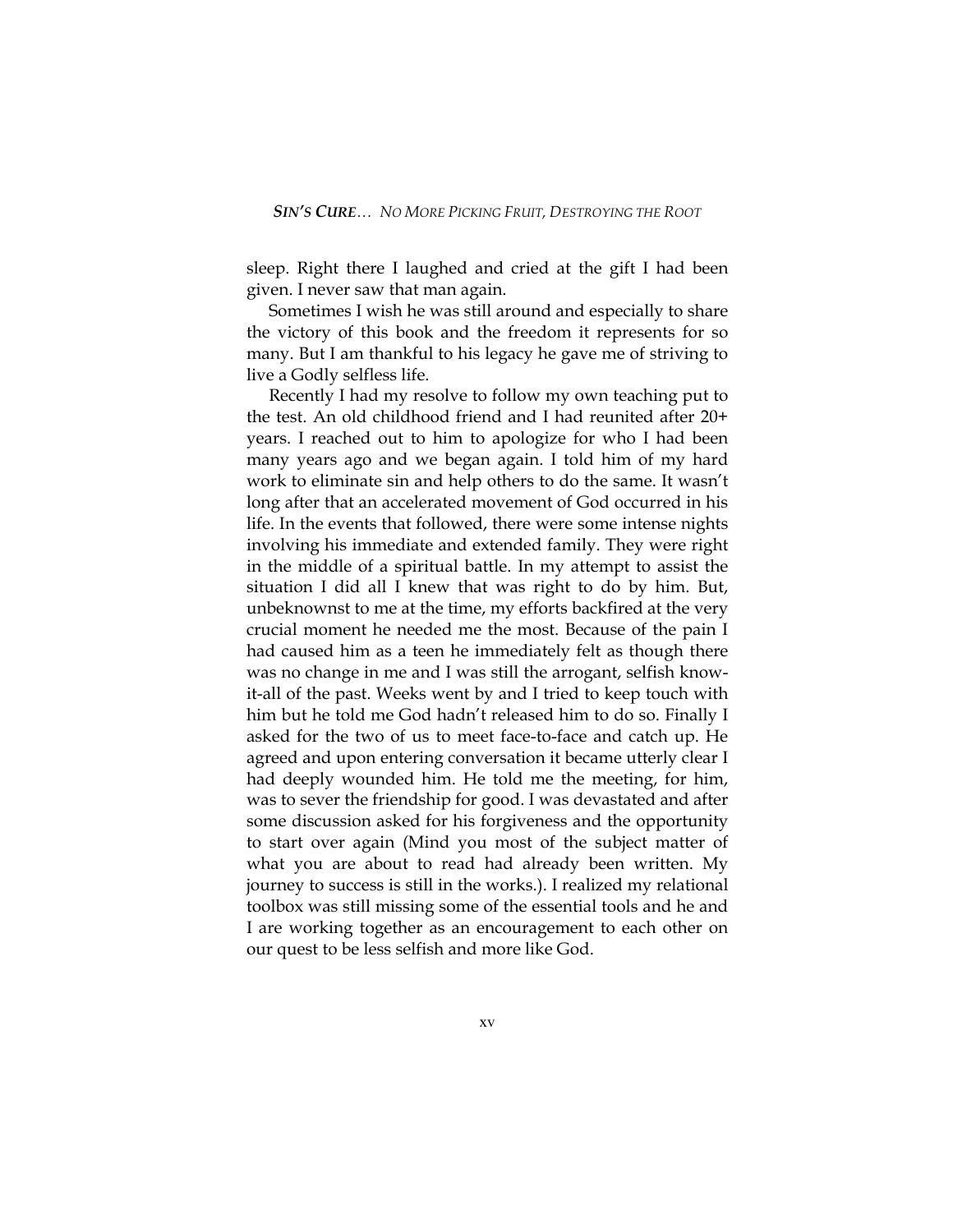sleep. Right there I laughed and cried at the gift I had been given. I never saw that man again.

Sometimes I wish he was still around and especially to share the victory of this book and the freedom it represents for so many. But I am thankful to his legacy he gave me of striving to live a Godly selfless life.

Recently I had my resolve to follow my own teaching put to the test. An old childhood friend and I had reunited after 20+ years. I reached out to him to apologize for who I had been many years ago and we began again. I told him of my hard work to eliminate sin and help others to do the same. It wasn't long after that an accelerated movement of God occurred in his life. In the events that followed, there were some intense nights involving his immediate and extended family. They were right in the middle of a spiritual battle. In my attempt to assist the situation I did all I knew that was right to do by him. But, unbeknownst to me at the time, my efforts backfired at the very crucial moment he needed me the most. Because of the pain I had caused him as a teen he immediately felt as though there was no change in me and I was still the arrogant, selfish know-it-all of the past. Weeks went by and I tried to keep touch with him but he told me God hadn't released him to do so. Finally I asked for the two of us to meet face-to-face and catch up. He agreed and upon entering conversation it became utterly clear I had deeply wounded him. He told me the meeting, for him, was to sever the friendship for good. I was devastated and after some discussion asked for his forgiveness and the opportunity to start over again (Mind you most of the subject matter of what you are about to read had already been written. My journey to success is still in the works.). I realized my relational toolbox was still missing some of the essential tools and he and I are working together as an encouragement to each other on our quest to be less selfish and more like God.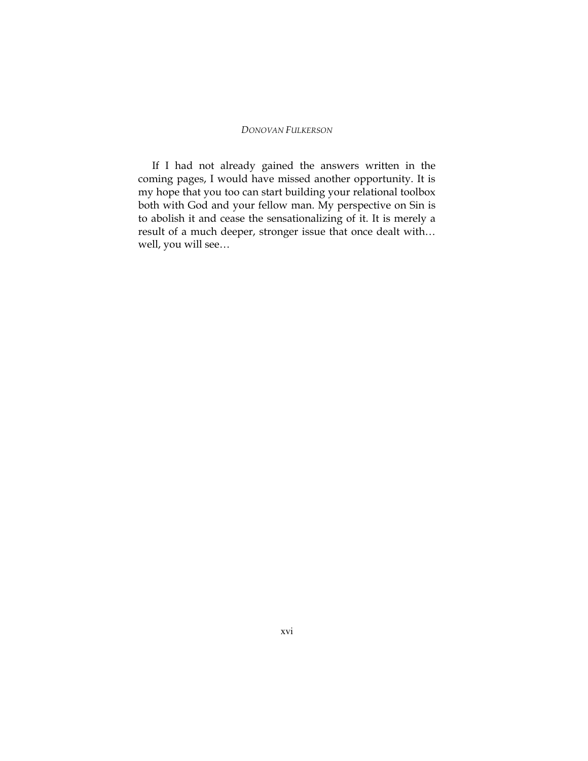If I had not already gained the answers written in the coming pages, I would have missed another opportunity. It is my hope that you too can start building your relational toolbox both with God and your fellow man. My perspective on Sin is to abolish it and cease the sensationalizing of it. It is merely a result of a much deeper, stronger issue that once dealt with… well, you will see…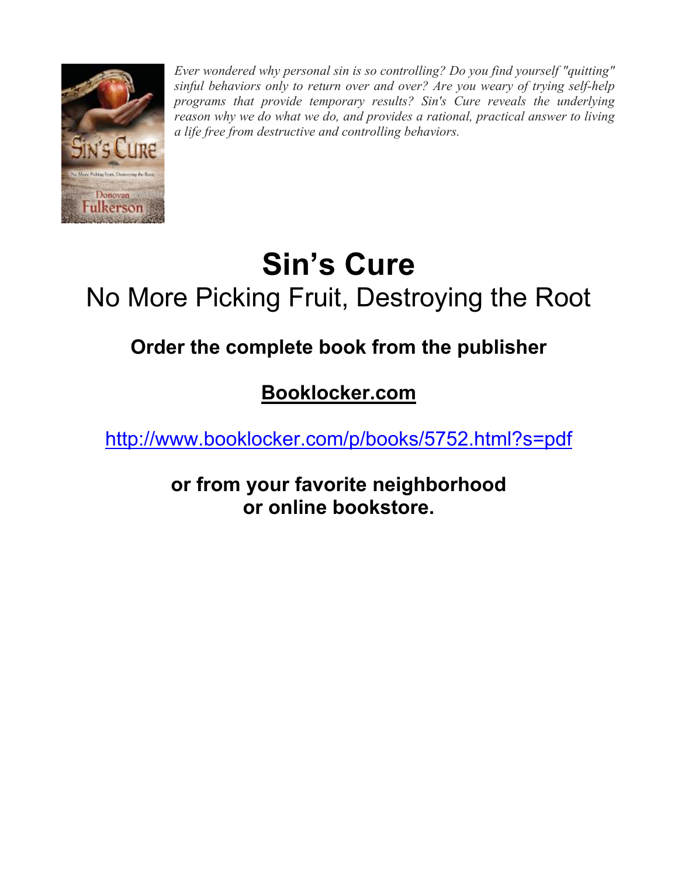*Ever wondered why personal sin is so controlling? Do you find yourself "quitting" sinful behaviors only to return over and over? Are you weary of trying self-help programs that provide temporary results? Sin's Cure reveals the underlying reason why we do what we do, and provides a rational, practical answer to living a life free from destructive and controlling behaviors.*

# Sin's Cure

## No More Picking Fruit, Destroying the Root

**Order the complete book from the publisher**

**Booklocker.com**

http://www.booklocker.com/p/books/5752.html?s=pdf

**or from your favorite neighborhood or online bookstore.**